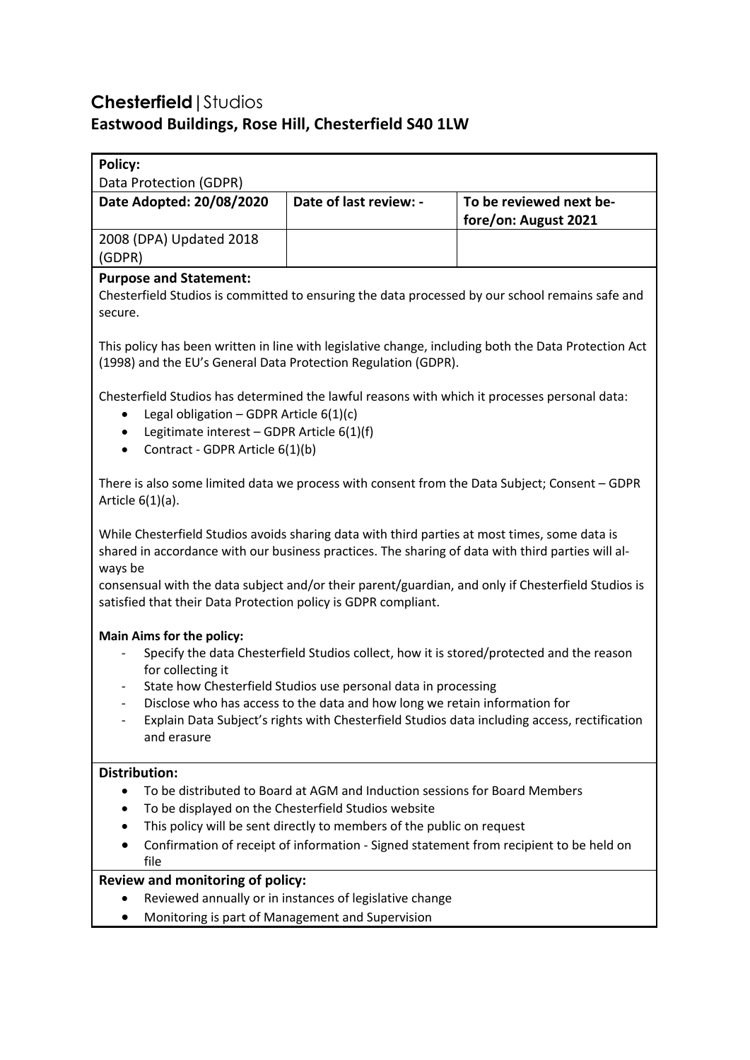# **Chesterfield** | Studios

## Eastwood Buildings, Rose Hill, Chesterfield S40 1LW

| **Policy:** Data Protection (GDPR) | | |
|---|---|---|
| **Date Adopted: 20/08/2020** | **Date of last review: -** | **To be reviewed next before/on: August 2021** |
| 2008 (DPA) Updated 2018 (GDPR) | | |

**Purpose and Statement:**

Chesterfield Studios is committed to ensuring the data processed by our school remains safe and secure.

This policy has been written in line with legislative change, including both the Data Protection Act (1998) and the EU's General Data Protection Regulation (GDPR).

Chesterfield Studios has determined the lawful reasons with which it processes personal data:

- Legal obligation – GDPR Article 6(1)(c)
- Legitimate interest – GDPR Article 6(1)(f)
- Contract - GDPR Article 6(1)(b)

There is also some limited data we process with consent from the Data Subject; Consent – GDPR Article 6(1)(a).

While Chesterfield Studios avoids sharing data with third parties at most times, some data is shared in accordance with our business practices. The sharing of data with third parties will always be
consensual with the data subject and/or their parent/guardian, and only if Chesterfield Studios is satisfied that their Data Protection policy is GDPR compliant.

**Main Aims for the policy:**

- Specify the data Chesterfield Studios collect, how it is stored/protected and the reason for collecting it
- State how Chesterfield Studios use personal data in processing
- Disclose who has access to the data and how long we retain information for
- Explain Data Subject's rights with Chesterfield Studios data including access, rectification and erasure

**Distribution:**

- To be distributed to Board at AGM and Induction sessions for Board Members
- To be displayed on the Chesterfield Studios website
- This policy will be sent directly to members of the public on request
- Confirmation of receipt of information - Signed statement from recipient to be held on file

**Review and monitoring of policy:**

- Reviewed annually or in instances of legislative change
- Monitoring is part of Management and Supervision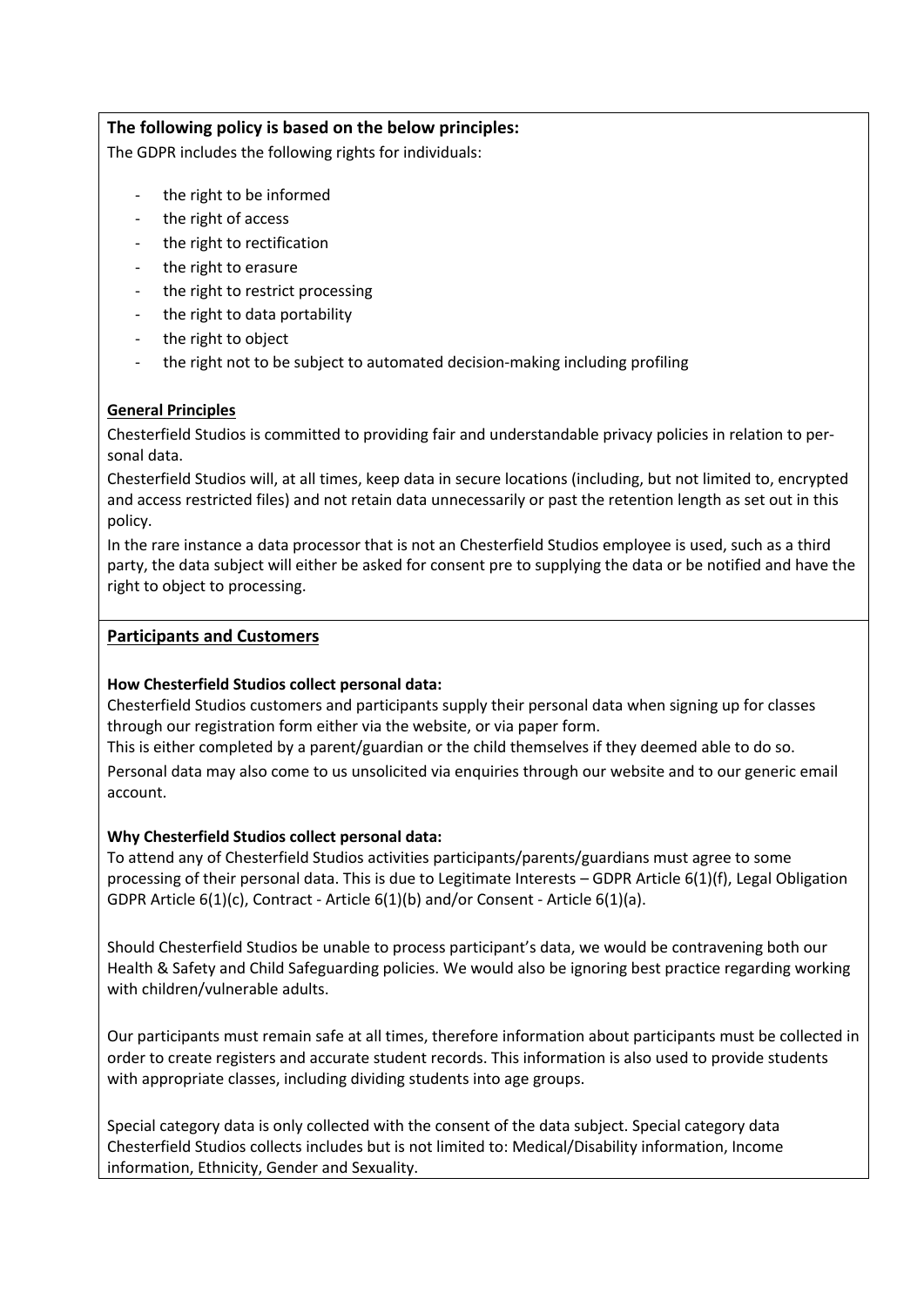**The following policy is based on the below principles:**

The GDPR includes the following rights for individuals:

- the right to be informed
- the right of access
- the right to rectification
- the right to erasure
- the right to restrict processing
- the right to data portability
- the right to object
- the right not to be subject to automated decision-making including profiling

**General Principles**

Chesterfield Studios is committed to providing fair and understandable privacy policies in relation to personal data.

Chesterfield Studios will, at all times, keep data in secure locations (including, but not limited to, encrypted and access restricted files) and not retain data unnecessarily or past the retention length as set out in this policy.

In the rare instance a data processor that is not an Chesterfield Studios employee is used, such as a third party, the data subject will either be asked for consent pre to supplying the data or be notified and have the right to object to processing.

## Participants and Customers

**How Chesterfield Studios collect personal data:**

Chesterfield Studios customers and participants supply their personal data when signing up for classes through our registration form either via the website, or via paper form.

This is either completed by a parent/guardian or the child themselves if they deemed able to do so.

Personal data may also come to us unsolicited via enquiries through our website and to our generic email account.

**Why Chesterfield Studios collect personal data:**

To attend any of Chesterfield Studios activities participants/parents/guardians must agree to some processing of their personal data. This is due to Legitimate Interests – GDPR Article 6(1)(f), Legal Obligation GDPR Article 6(1)(c), Contract - Article 6(1)(b) and/or Consent - Article 6(1)(a).

Should Chesterfield Studios be unable to process participant's data, we would be contravening both our Health & Safety and Child Safeguarding policies. We would also be ignoring best practice regarding working with children/vulnerable adults.

Our participants must remain safe at all times, therefore information about participants must be collected in order to create registers and accurate student records. This information is also used to provide students with appropriate classes, including dividing students into age groups.

Special category data is only collected with the consent of the data subject. Special category data Chesterfield Studios collects includes but is not limited to: Medical/Disability information, Income information, Ethnicity, Gender and Sexuality.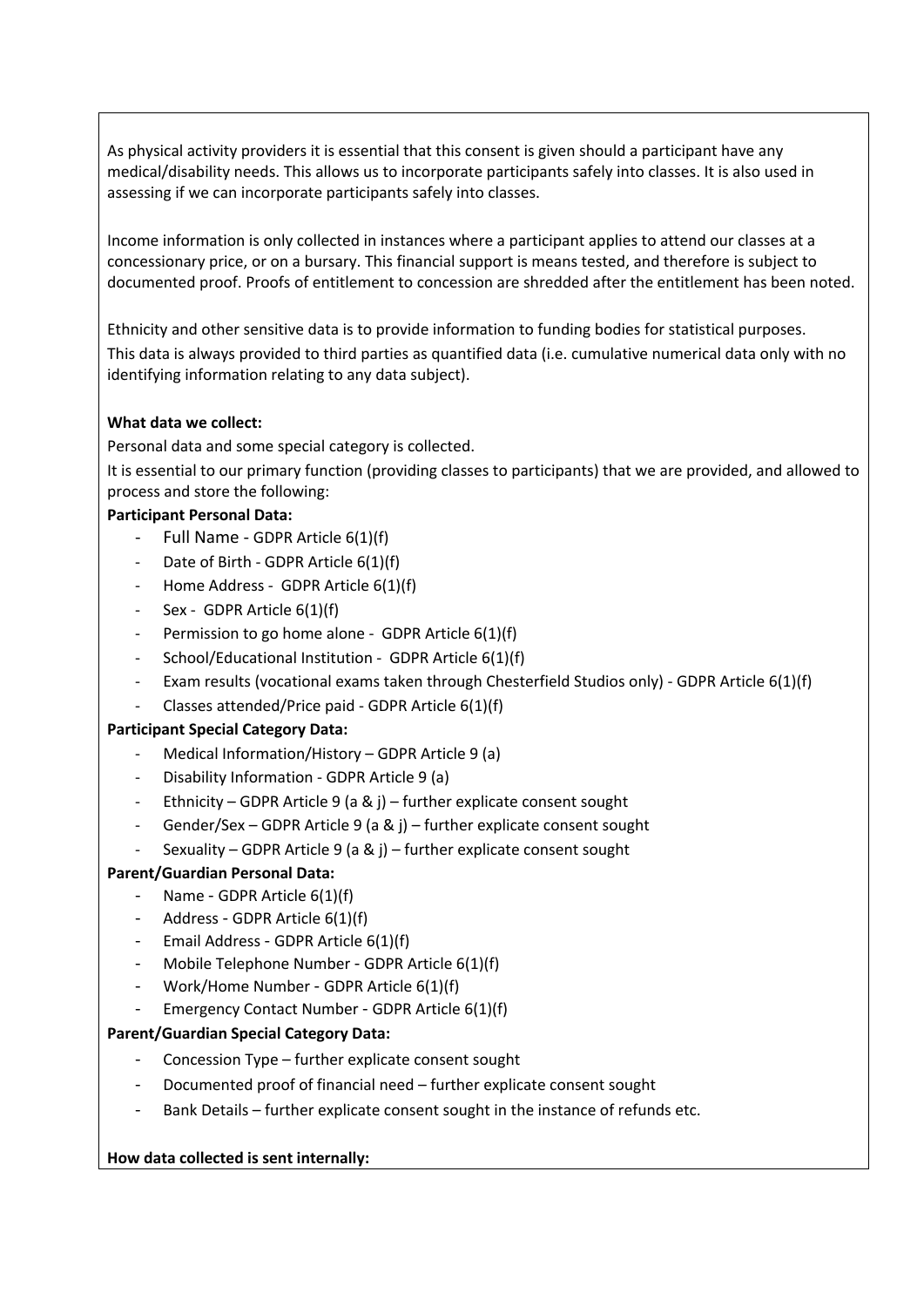As physical activity providers it is essential that this consent is given should a participant have any medical/disability needs. This allows us to incorporate participants safely into classes. It is also used in assessing if we can incorporate participants safely into classes.

Income information is only collected in instances where a participant applies to attend our classes at a concessionary price, or on a bursary. This financial support is means tested, and therefore is subject to documented proof. Proofs of entitlement to concession are shredded after the entitlement has been noted.

Ethnicity and other sensitive data is to provide information to funding bodies for statistical purposes. This data is always provided to third parties as quantified data (i.e. cumulative numerical data only with no identifying information relating to any data subject).

**What data we collect:**

Personal data and some special category is collected.

It is essential to our primary function (providing classes to participants) that we are provided, and allowed to process and store the following:

**Participant Personal Data:**

- Full Name - GDPR Article 6(1)(f)
- Date of Birth - GDPR Article 6(1)(f)
- Home Address - GDPR Article 6(1)(f)
- Sex - GDPR Article 6(1)(f)
- Permission to go home alone - GDPR Article 6(1)(f)
- School/Educational Institution - GDPR Article 6(1)(f)
- Exam results (vocational exams taken through Chesterfield Studios only) - GDPR Article 6(1)(f)
- Classes attended/Price paid - GDPR Article 6(1)(f)

**Participant Special Category Data:**

- Medical Information/History – GDPR Article 9 (a)
- Disability Information - GDPR Article 9 (a)
- Ethnicity – GDPR Article 9 (a & j) – further explicate consent sought
- Gender/Sex – GDPR Article 9 (a & j) – further explicate consent sought
- Sexuality – GDPR Article 9 (a & j) – further explicate consent sought

**Parent/Guardian Personal Data:**

- Name - GDPR Article 6(1)(f)
- Address - GDPR Article 6(1)(f)
- Email Address - GDPR Article 6(1)(f)
- Mobile Telephone Number - GDPR Article 6(1)(f)
- Work/Home Number - GDPR Article 6(1)(f)
- Emergency Contact Number - GDPR Article 6(1)(f)

**Parent/Guardian Special Category Data:**

- Concession Type – further explicate consent sought
- Documented proof of financial need – further explicate consent sought
- Bank Details – further explicate consent sought in the instance of refunds etc.

**How data collected is sent internally:**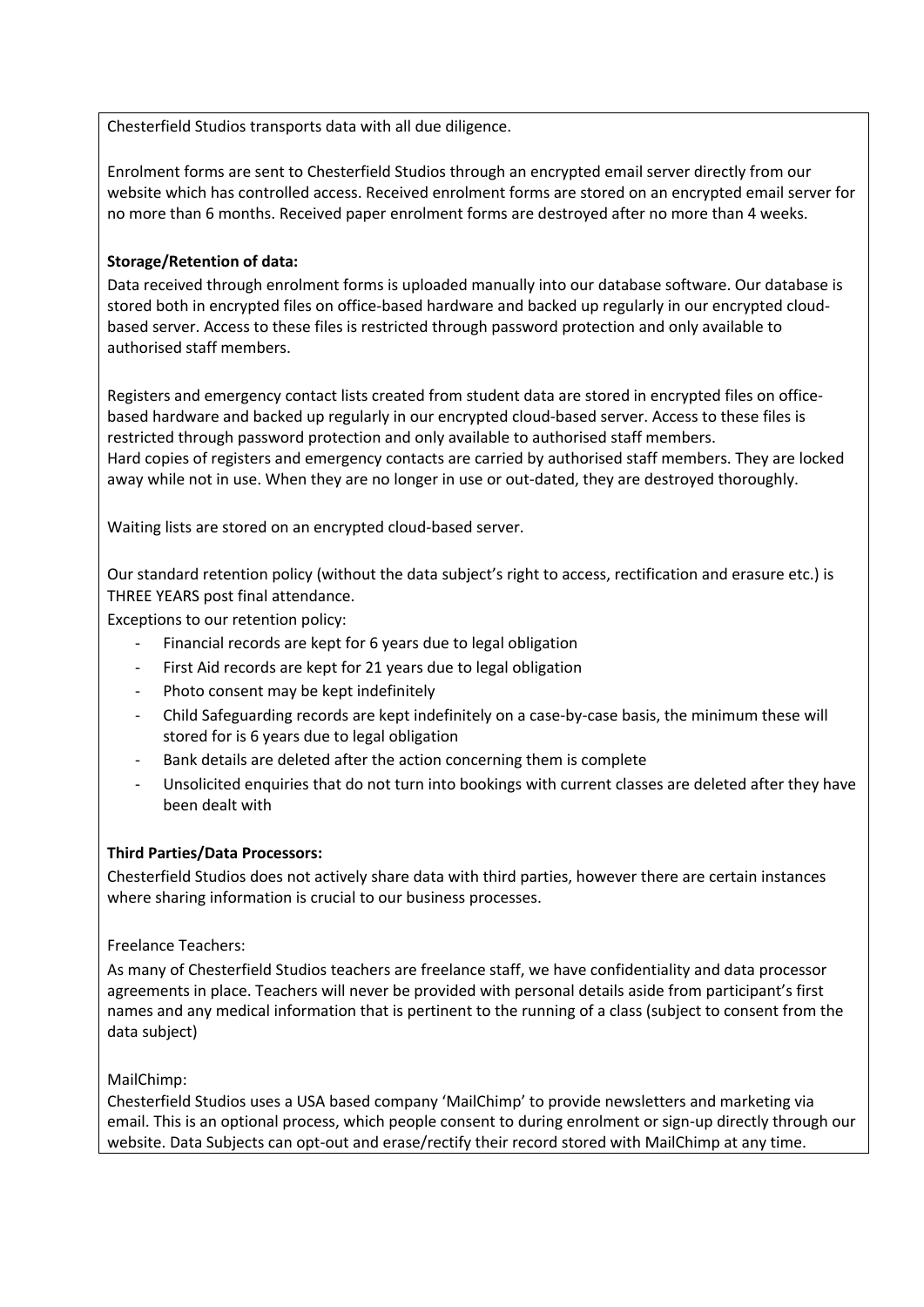Chesterfield Studios transports data with all due diligence.

Enrolment forms are sent to Chesterfield Studios through an encrypted email server directly from our website which has controlled access. Received enrolment forms are stored on an encrypted email server for no more than 6 months. Received paper enrolment forms are destroyed after no more than 4 weeks.

**Storage/Retention of data:**

Data received through enrolment forms is uploaded manually into our database software. Our database is stored both in encrypted files on office-based hardware and backed up regularly in our encrypted cloud-based server. Access to these files is restricted through password protection and only available to authorised staff members.

Registers and emergency contact lists created from student data are stored in encrypted files on office-based hardware and backed up regularly in our encrypted cloud-based server. Access to these files is restricted through password protection and only available to authorised staff members.
Hard copies of registers and emergency contacts are carried by authorised staff members. They are locked away while not in use. When they are no longer in use or out-dated, they are destroyed thoroughly.

Waiting lists are stored on an encrypted cloud-based server.

Our standard retention policy (without the data subject's right to access, rectification and erasure etc.) is THREE YEARS post final attendance.

Exceptions to our retention policy:

- Financial records are kept for 6 years due to legal obligation
- First Aid records are kept for 21 years due to legal obligation
- Photo consent may be kept indefinitely
- Child Safeguarding records are kept indefinitely on a case-by-case basis, the minimum these will stored for is 6 years due to legal obligation
- Bank details are deleted after the action concerning them is complete
- Unsolicited enquiries that do not turn into bookings with current classes are deleted after they have been dealt with

**Third Parties/Data Processors:**

Chesterfield Studios does not actively share data with third parties, however there are certain instances where sharing information is crucial to our business processes.

Freelance Teachers:

As many of Chesterfield Studios teachers are freelance staff, we have confidentiality and data processor agreements in place. Teachers will never be provided with personal details aside from participant's first names and any medical information that is pertinent to the running of a class (subject to consent from the data subject)

MailChimp:

Chesterfield Studios uses a USA based company 'MailChimp' to provide newsletters and marketing via email. This is an optional process, which people consent to during enrolment or sign-up directly through our website. Data Subjects can opt-out and erase/rectify their record stored with MailChimp at any time.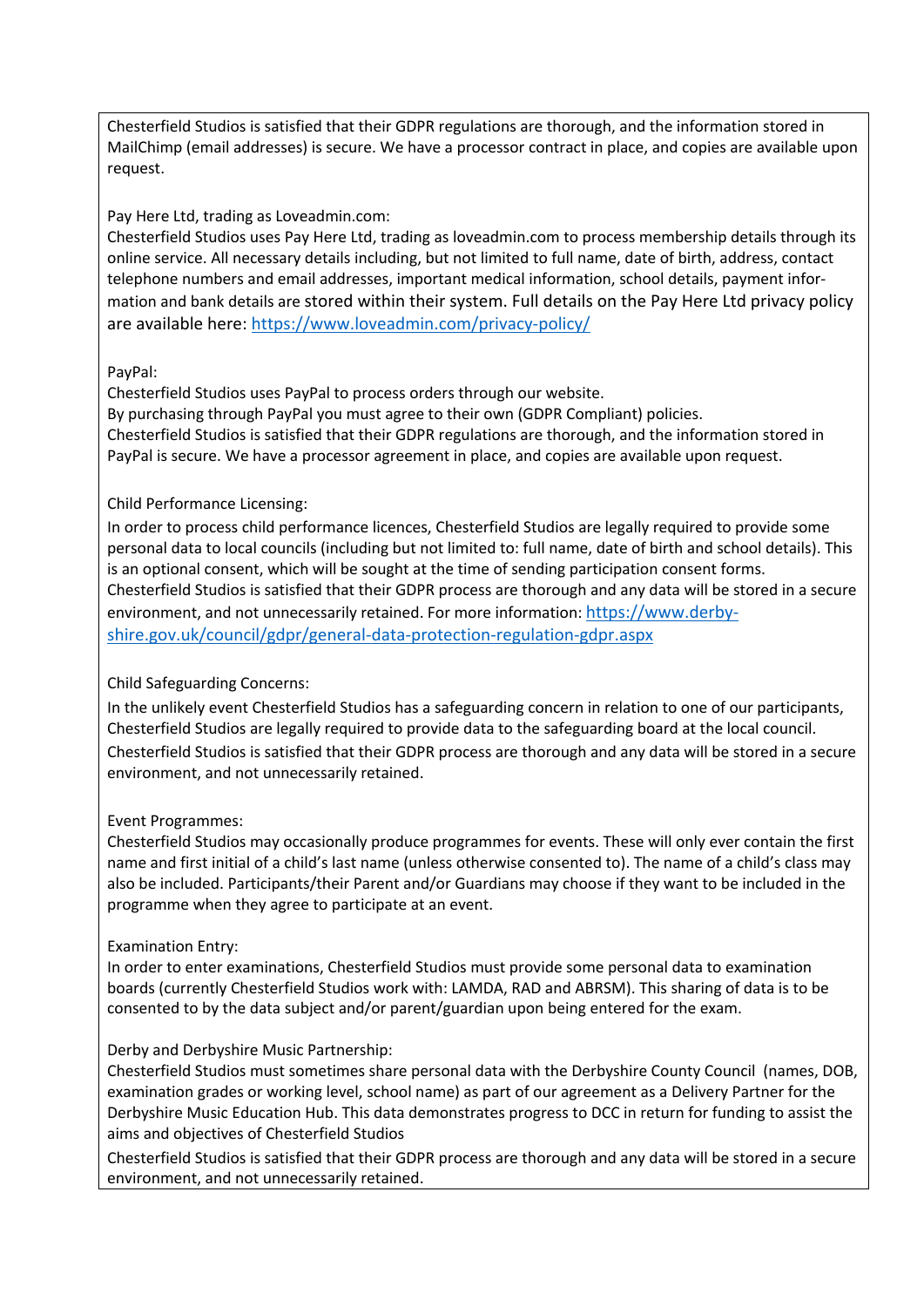Chesterfield Studios is satisfied that their GDPR regulations are thorough, and the information stored in MailChimp (email addresses) is secure. We have a processor contract in place, and copies are available upon request.

Pay Here Ltd, trading as Loveadmin.com:
Chesterfield Studios uses Pay Here Ltd, trading as loveadmin.com to process membership details through its online service. All necessary details including, but not limited to full name, date of birth, address, contact telephone numbers and email addresses, important medical information, school details, payment information and bank details are stored within their system. Full details on the Pay Here Ltd privacy policy are available here: https://www.loveadmin.com/privacy-policy/

PayPal:
Chesterfield Studios uses PayPal to process orders through our website.
By purchasing through PayPal you must agree to their own (GDPR Compliant) policies.
Chesterfield Studios is satisfied that their GDPR regulations are thorough, and the information stored in PayPal is secure. We have a processor agreement in place, and copies are available upon request.

Child Performance Licensing:
In order to process child performance licences, Chesterfield Studios are legally required to provide some personal data to local councils (including but not limited to: full name, date of birth and school details). This is an optional consent, which will be sought at the time of sending participation consent forms.
Chesterfield Studios is satisfied that their GDPR process are thorough and any data will be stored in a secure environment, and not unnecessarily retained. For more information: https://www.derbyshire.gov.uk/council/gdpr/general-data-protection-regulation-gdpr.aspx

Child Safeguarding Concerns:
In the unlikely event Chesterfield Studios has a safeguarding concern in relation to one of our participants, Chesterfield Studios are legally required to provide data to the safeguarding board at the local council.
Chesterfield Studios is satisfied that their GDPR process are thorough and any data will be stored in a secure environment, and not unnecessarily retained.

Event Programmes:
Chesterfield Studios may occasionally produce programmes for events. These will only ever contain the first name and first initial of a child's last name (unless otherwise consented to). The name of a child's class may also be included. Participants/their Parent and/or Guardians may choose if they want to be included in the programme when they agree to participate at an event.

Examination Entry:
In order to enter examinations, Chesterfield Studios must provide some personal data to examination boards (currently Chesterfield Studios work with: LAMDA, RAD and ABRSM). This sharing of data is to be consented to by the data subject and/or parent/guardian upon being entered for the exam.

Derby and Derbyshire Music Partnership:
Chesterfield Studios must sometimes share personal data with the Derbyshire County Council (names, DOB, examination grades or working level, school name) as part of our agreement as a Delivery Partner for the Derbyshire Music Education Hub. This data demonstrates progress to DCC in return for funding to assist the aims and objectives of Chesterfield Studios

Chesterfield Studios is satisfied that their GDPR process are thorough and any data will be stored in a secure environment, and not unnecessarily retained.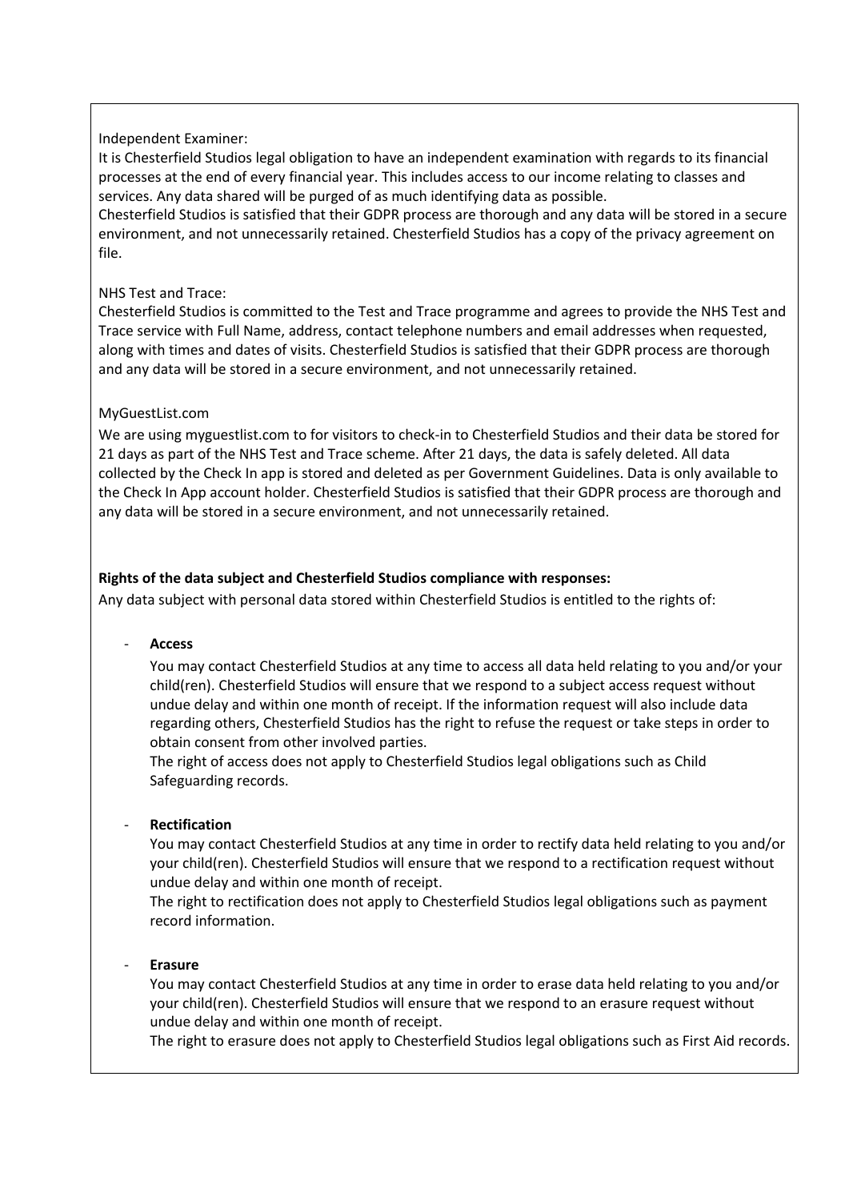Independent Examiner:
It is Chesterfield Studios legal obligation to have an independent examination with regards to its financial processes at the end of every financial year. This includes access to our income relating to classes and services. Any data shared will be purged of as much identifying data as possible.
Chesterfield Studios is satisfied that their GDPR process are thorough and any data will be stored in a secure environment, and not unnecessarily retained. Chesterfield Studios has a copy of the privacy agreement on file.

NHS Test and Trace:
Chesterfield Studios is committed to the Test and Trace programme and agrees to provide the NHS Test and Trace service with Full Name, address, contact telephone numbers and email addresses when requested, along with times and dates of visits. Chesterfield Studios is satisfied that their GDPR process are thorough and any data will be stored in a secure environment, and not unnecessarily retained.

MyGuestList.com
We are using myguestlist.com to for visitors to check-in to Chesterfield Studios and their data be stored for 21 days as part of the NHS Test and Trace scheme. After 21 days, the data is safely deleted. All data collected by the Check In app is stored and deleted as per Government Guidelines. Data is only available to the Check In App account holder. Chesterfield Studios is satisfied that their GDPR process are thorough and any data will be stored in a secure environment, and not unnecessarily retained.

**Rights of the data subject and Chesterfield Studios compliance with responses:**

Any data subject with personal data stored within Chesterfield Studios is entitled to the rights of:

- **Access**

  You may contact Chesterfield Studios at any time to access all data held relating to you and/or your child(ren). Chesterfield Studios will ensure that we respond to a subject access request without undue delay and within one month of receipt. If the information request will also include data regarding others, Chesterfield Studios has the right to refuse the request or take steps in order to obtain consent from other involved parties.
  The right of access does not apply to Chesterfield Studios legal obligations such as Child Safeguarding records.

- **Rectification**

  You may contact Chesterfield Studios at any time in order to rectify data held relating to you and/or your child(ren). Chesterfield Studios will ensure that we respond to a rectification request without undue delay and within one month of receipt.
  The right to rectification does not apply to Chesterfield Studios legal obligations such as payment record information.

- **Erasure**

  You may contact Chesterfield Studios at any time in order to erase data held relating to you and/or your child(ren). Chesterfield Studios will ensure that we respond to an erasure request without undue delay and within one month of receipt.
  The right to erasure does not apply to Chesterfield Studios legal obligations such as First Aid records.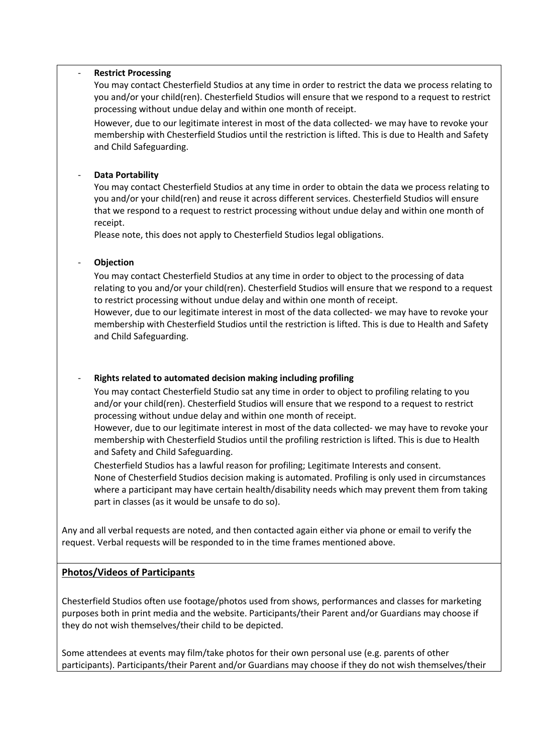- **Restrict Processing**

  You may contact Chesterfield Studios at any time in order to restrict the data we process relating to you and/or your child(ren). Chesterfield Studios will ensure that we respond to a request to restrict processing without undue delay and within one month of receipt.

  However, due to our legitimate interest in most of the data collected- we may have to revoke your membership with Chesterfield Studios until the restriction is lifted. This is due to Health and Safety and Child Safeguarding.

- **Data Portability**

  You may contact Chesterfield Studios at any time in order to obtain the data we process relating to you and/or your child(ren) and reuse it across different services. Chesterfield Studios will ensure that we respond to a request to restrict processing without undue delay and within one month of receipt.

  Please note, this does not apply to Chesterfield Studios legal obligations.

- **Objection**

  You may contact Chesterfield Studios at any time in order to object to the processing of data relating to you and/or your child(ren). Chesterfield Studios will ensure that we respond to a request to restrict processing without undue delay and within one month of receipt.

  However, due to our legitimate interest in most of the data collected- we may have to revoke your membership with Chesterfield Studios until the restriction is lifted. This is due to Health and Safety and Child Safeguarding.

- **Rights related to automated decision making including profiling**

  You may contact Chesterfield Studio sat any time in order to object to profiling relating to you and/or your child(ren). Chesterfield Studios will ensure that we respond to a request to restrict processing without undue delay and within one month of receipt.

  However, due to our legitimate interest in most of the data collected- we may have to revoke your membership with Chesterfield Studios until the profiling restriction is lifted. This is due to Health and Safety and Child Safeguarding.

  Chesterfield Studios has a lawful reason for profiling; Legitimate Interests and consent.

  None of Chesterfield Studios decision making is automated. Profiling is only used in circumstances where a participant may have certain health/disability needs which may prevent them from taking part in classes (as it would be unsafe to do so).

Any and all verbal requests are noted, and then contacted again either via phone or email to verify the request. Verbal requests will be responded to in the time frames mentioned above.

**Photos/Videos of Participants**

Chesterfield Studios often use footage/photos used from shows, performances and classes for marketing purposes both in print media and the website. Participants/their Parent and/or Guardians may choose if they do not wish themselves/their child to be depicted.

Some attendees at events may film/take photos for their own personal use (e.g. parents of other participants). Participants/their Parent and/or Guardians may choose if they do not wish themselves/their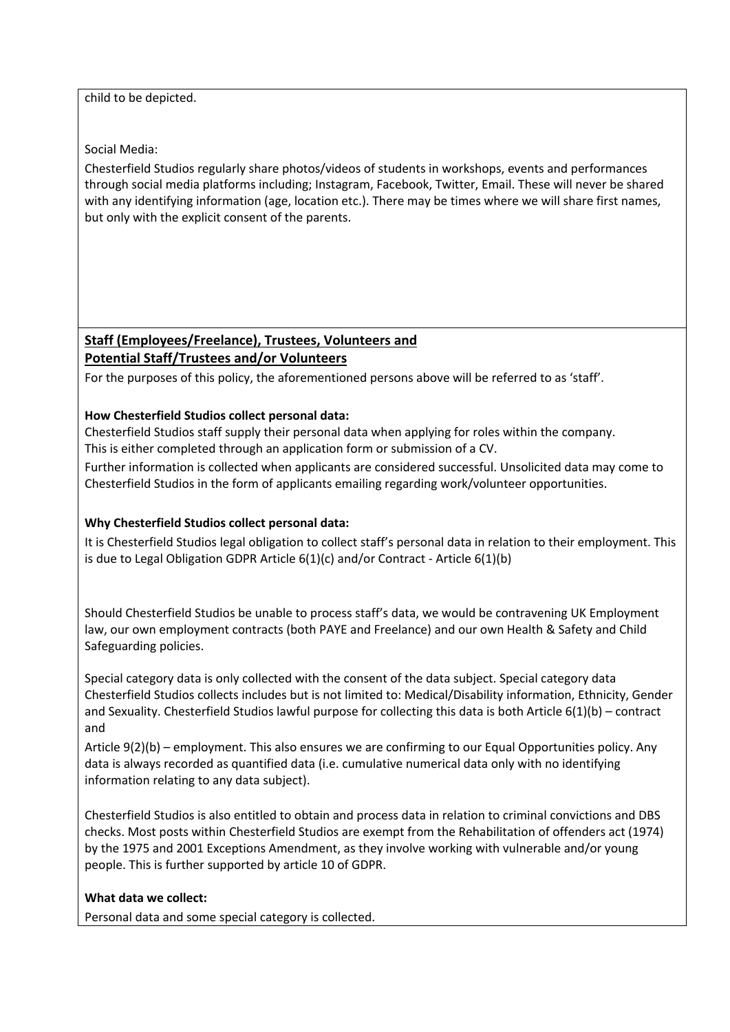child to be depicted.

Social Media:

Chesterfield Studios regularly share photos/videos of students in workshops, events and performances through social media platforms including; Instagram, Facebook, Twitter, Email. These will never be shared with any identifying information (age, location etc.). There may be times where we will share first names, but only with the explicit consent of the parents.

## Staff (Employees/Freelance), Trustees, Volunteers and Potential Staff/Trustees and/or Volunteers

For the purposes of this policy, the aforementioned persons above will be referred to as 'staff'.

**How Chesterfield Studios collect personal data:**

Chesterfield Studios staff supply their personal data when applying for roles within the company. This is either completed through an application form or submission of a CV.

Further information is collected when applicants are considered successful. Unsolicited data may come to Chesterfield Studios in the form of applicants emailing regarding work/volunteer opportunities.

**Why Chesterfield Studios collect personal data:**

It is Chesterfield Studios legal obligation to collect staff's personal data in relation to their employment. This is due to Legal Obligation GDPR Article 6(1)(c) and/or Contract - Article 6(1)(b)

Should Chesterfield Studios be unable to process staff's data, we would be contravening UK Employment law, our own employment contracts (both PAYE and Freelance) and our own Health & Safety and Child Safeguarding policies.

Special category data is only collected with the consent of the data subject. Special category data Chesterfield Studios collects includes but is not limited to: Medical/Disability information, Ethnicity, Gender and Sexuality. Chesterfield Studios lawful purpose for collecting this data is both Article 6(1)(b) – contract and

Article 9(2)(b) – employment. This also ensures we are confirming to our Equal Opportunities policy. Any data is always recorded as quantified data (i.e. cumulative numerical data only with no identifying information relating to any data subject).

Chesterfield Studios is also entitled to obtain and process data in relation to criminal convictions and DBS checks. Most posts within Chesterfield Studios are exempt from the Rehabilitation of offenders act (1974) by the 1975 and 2001 Exceptions Amendment, as they involve working with vulnerable and/or young people. This is further supported by article 10 of GDPR.

**What data we collect:**

Personal data and some special category is collected.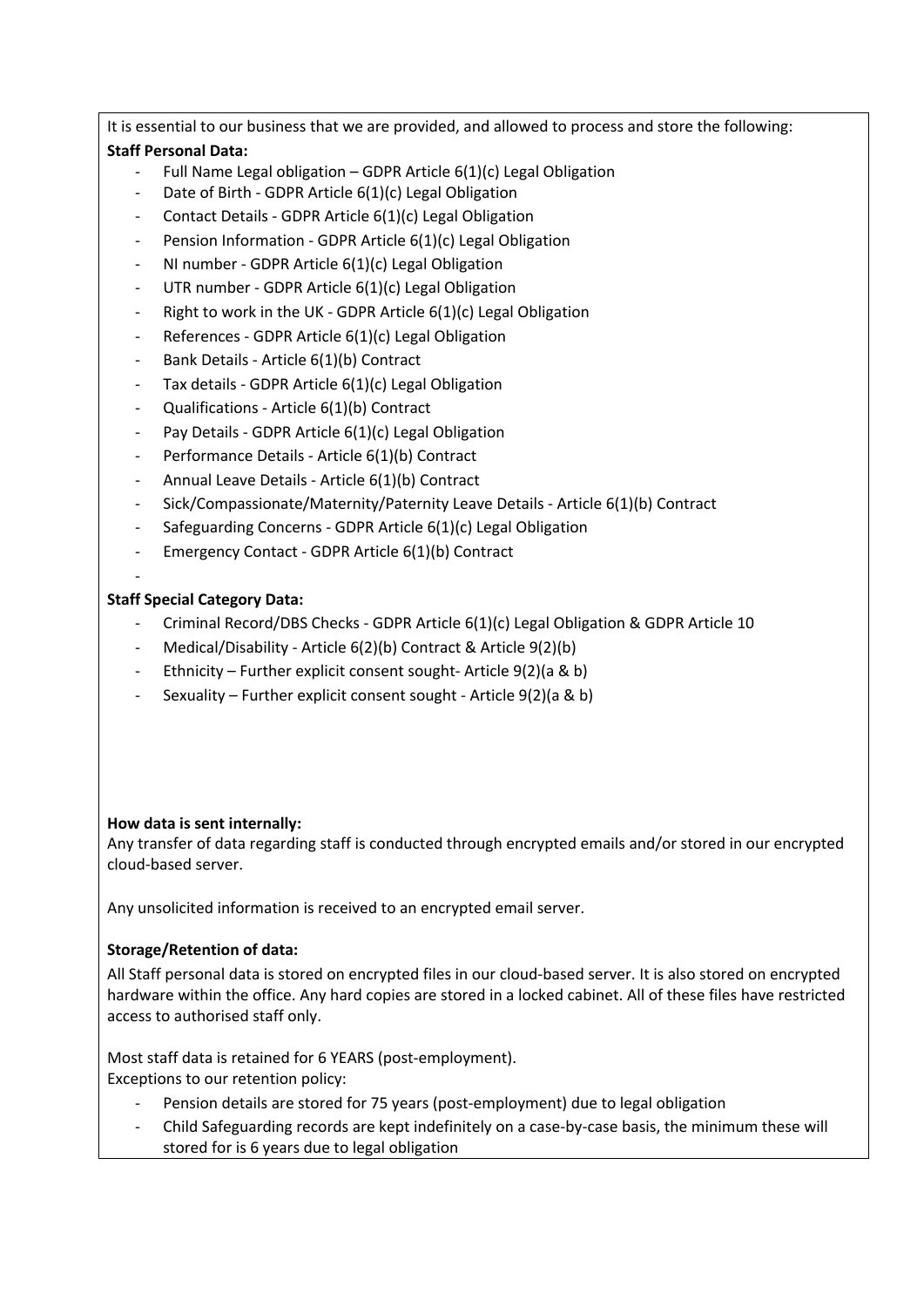It is essential to our business that we are provided, and allowed to process and store the following:

**Staff Personal Data:**

- Full Name Legal obligation – GDPR Article 6(1)(c) Legal Obligation
- Date of Birth - GDPR Article 6(1)(c) Legal Obligation
- Contact Details - GDPR Article 6(1)(c) Legal Obligation
- Pension Information - GDPR Article 6(1)(c) Legal Obligation
- NI number - GDPR Article 6(1)(c) Legal Obligation
- UTR number - GDPR Article 6(1)(c) Legal Obligation
- Right to work in the UK - GDPR Article 6(1)(c) Legal Obligation
- References - GDPR Article 6(1)(c) Legal Obligation
- Bank Details - Article 6(1)(b) Contract
- Tax details - GDPR Article 6(1)(c) Legal Obligation
- Qualifications - Article 6(1)(b) Contract
- Pay Details - GDPR Article 6(1)(c) Legal Obligation
- Performance Details - Article 6(1)(b) Contract
- Annual Leave Details - Article 6(1)(b) Contract
- Sick/Compassionate/Maternity/Paternity Leave Details - Article 6(1)(b) Contract
- Safeguarding Concerns - GDPR Article 6(1)(c) Legal Obligation
- Emergency Contact - GDPR Article 6(1)(b) Contract
-

**Staff Special Category Data:**

- Criminal Record/DBS Checks - GDPR Article 6(1)(c) Legal Obligation & GDPR Article 10
- Medical/Disability - Article 6(2)(b) Contract & Article 9(2)(b)
- Ethnicity – Further explicit consent sought- Article 9(2)(a & b)
- Sexuality – Further explicit consent sought - Article 9(2)(a & b)

**How data is sent internally:**

Any transfer of data regarding staff is conducted through encrypted emails and/or stored in our encrypted cloud-based server.

Any unsolicited information is received to an encrypted email server.

**Storage/Retention of data:**

All Staff personal data is stored on encrypted files in our cloud-based server. It is also stored on encrypted hardware within the office. Any hard copies are stored in a locked cabinet. All of these files have restricted access to authorised staff only.

Most staff data is retained for 6 YEARS (post-employment).
Exceptions to our retention policy:

- Pension details are stored for 75 years (post-employment) due to legal obligation
- Child Safeguarding records are kept indefinitely on a case-by-case basis, the minimum these will stored for is 6 years due to legal obligation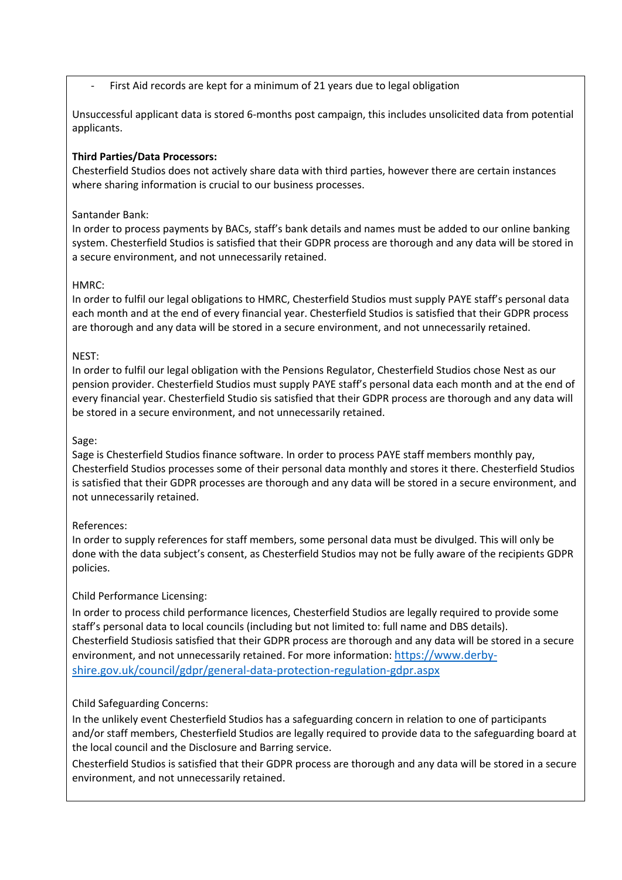- First Aid records are kept for a minimum of 21 years due to legal obligation

Unsuccessful applicant data is stored 6-months post campaign, this includes unsolicited data from potential applicants.

**Third Parties/Data Processors:**
Chesterfield Studios does not actively share data with third parties, however there are certain instances where sharing information is crucial to our business processes.

Santander Bank:
In order to process payments by BACs, staff's bank details and names must be added to our online banking system. Chesterfield Studios is satisfied that their GDPR process are thorough and any data will be stored in a secure environment, and not unnecessarily retained.

HMRC:
In order to fulfil our legal obligations to HMRC, Chesterfield Studios must supply PAYE staff's personal data each month and at the end of every financial year. Chesterfield Studios is satisfied that their GDPR process are thorough and any data will be stored in a secure environment, and not unnecessarily retained.

NEST:
In order to fulfil our legal obligation with the Pensions Regulator, Chesterfield Studios chose Nest as our pension provider. Chesterfield Studios must supply PAYE staff's personal data each month and at the end of every financial year. Chesterfield Studio sis satisfied that their GDPR process are thorough and any data will be stored in a secure environment, and not unnecessarily retained.

Sage:
Sage is Chesterfield Studios finance software. In order to process PAYE staff members monthly pay, Chesterfield Studios processes some of their personal data monthly and stores it there. Chesterfield Studios is satisfied that their GDPR processes are thorough and any data will be stored in a secure environment, and not unnecessarily retained.

References:
In order to supply references for staff members, some personal data must be divulged. This will only be done with the data subject's consent, as Chesterfield Studios may not be fully aware of the recipients GDPR policies.

Child Performance Licensing:
In order to process child performance licences, Chesterfield Studios are legally required to provide some staff's personal data to local councils (including but not limited to: full name and DBS details).
Chesterfield Studiosis satisfied that their GDPR process are thorough and any data will be stored in a secure environment, and not unnecessarily retained. For more information: [https://www.derby-shire.gov.uk/council/gdpr/general-data-protection-regulation-gdpr.aspx](https://www.derby-shire.gov.uk/council/gdpr/general-data-protection-regulation-gdpr.aspx)

Child Safeguarding Concerns:
In the unlikely event Chesterfield Studios has a safeguarding concern in relation to one of participants and/or staff members, Chesterfield Studios are legally required to provide data to the safeguarding board at the local council and the Disclosure and Barring service.
Chesterfield Studios is satisfied that their GDPR process are thorough and any data will be stored in a secure environment, and not unnecessarily retained.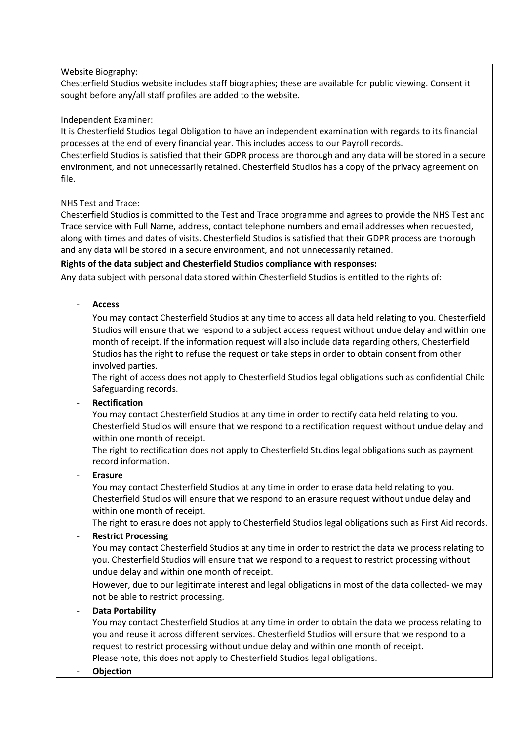Website Biography:
Chesterfield Studios website includes staff biographies; these are available for public viewing. Consent it sought before any/all staff profiles are added to the website.

Independent Examiner:
It is Chesterfield Studios Legal Obligation to have an independent examination with regards to its financial processes at the end of every financial year. This includes access to our Payroll records.
Chesterfield Studios is satisfied that their GDPR process are thorough and any data will be stored in a secure environment, and not unnecessarily retained. Chesterfield Studios has a copy of the privacy agreement on file.

NHS Test and Trace:
Chesterfield Studios is committed to the Test and Trace programme and agrees to provide the NHS Test and Trace service with Full Name, address, contact telephone numbers and email addresses when requested, along with times and dates of visits. Chesterfield Studios is satisfied that their GDPR process are thorough and any data will be stored in a secure environment, and not unnecessarily retained.

**Rights of the data subject and Chesterfield Studios compliance with responses:**

Any data subject with personal data stored within Chesterfield Studios is entitled to the rights of:

- **Access**
  You may contact Chesterfield Studios at any time to access all data held relating to you. Chesterfield Studios will ensure that we respond to a subject access request without undue delay and within one month of receipt. If the information request will also include data regarding others, Chesterfield Studios has the right to refuse the request or take steps in order to obtain consent from other involved parties.
  The right of access does not apply to Chesterfield Studios legal obligations such as confidential Child Safeguarding records.
- **Rectification**
  You may contact Chesterfield Studios at any time in order to rectify data held relating to you. Chesterfield Studios will ensure that we respond to a rectification request without undue delay and within one month of receipt.
  The right to rectification does not apply to Chesterfield Studios legal obligations such as payment record information.
- **Erasure**
  You may contact Chesterfield Studios at any time in order to erase data held relating to you. Chesterfield Studios will ensure that we respond to an erasure request without undue delay and within one month of receipt.
  The right to erasure does not apply to Chesterfield Studios legal obligations such as First Aid records.
- **Restrict Processing**
  You may contact Chesterfield Studios at any time in order to restrict the data we process relating to you. Chesterfield Studios will ensure that we respond to a request to restrict processing without undue delay and within one month of receipt.
  However, due to our legitimate interest and legal obligations in most of the data collected- we may not be able to restrict processing.
- **Data Portability**
  You may contact Chesterfield Studios at any time in order to obtain the data we process relating to you and reuse it across different services. Chesterfield Studios will ensure that we respond to a request to restrict processing without undue delay and within one month of receipt.
  Please note, this does not apply to Chesterfield Studios legal obligations.
- **Objection**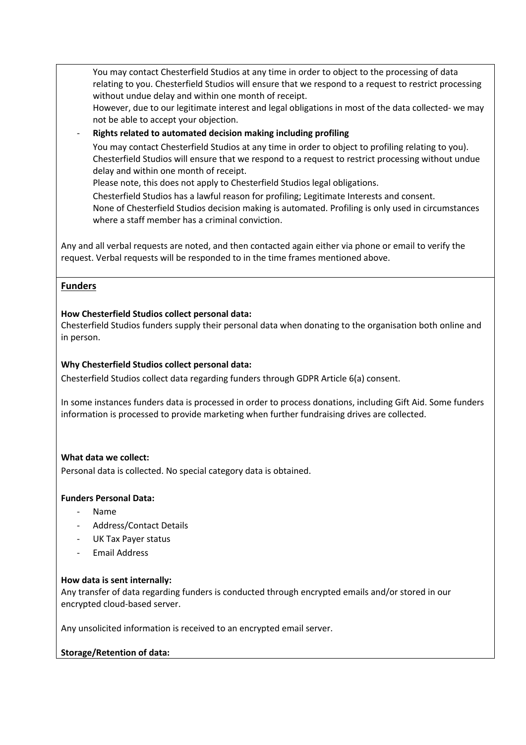You may contact Chesterfield Studios at any time in order to object to the processing of data relating to you. Chesterfield Studios will ensure that we respond to a request to restrict processing without undue delay and within one month of receipt.

However, due to our legitimate interest and legal obligations in most of the data collected- we may not be able to accept your objection.

- **Rights related to automated decision making including profiling**

  You may contact Chesterfield Studios at any time in order to object to profiling relating to you). Chesterfield Studios will ensure that we respond to a request to restrict processing without undue delay and within one month of receipt.

  Please note, this does not apply to Chesterfield Studios legal obligations.

  Chesterfield Studios has a lawful reason for profiling; Legitimate Interests and consent.

  None of Chesterfield Studios decision making is automated. Profiling is only used in circumstances where a staff member has a criminal conviction.

Any and all verbal requests are noted, and then contacted again either via phone or email to verify the request. Verbal requests will be responded to in the time frames mentioned above.

## Funders

**How Chesterfield Studios collect personal data:**

Chesterfield Studios funders supply their personal data when donating to the organisation both online and in person.

**Why Chesterfield Studios collect personal data:**

Chesterfield Studios collect data regarding funders through GDPR Article 6(a) consent.

In some instances funders data is processed in order to process donations, including Gift Aid. Some funders information is processed to provide marketing when further fundraising drives are collected.

**What data we collect:**

Personal data is collected. No special category data is obtained.

**Funders Personal Data:**

- Name
- Address/Contact Details
- UK Tax Payer status
- Email Address

**How data is sent internally:**

Any transfer of data regarding funders is conducted through encrypted emails and/or stored in our encrypted cloud-based server.

Any unsolicited information is received to an encrypted email server.

**Storage/Retention of data:**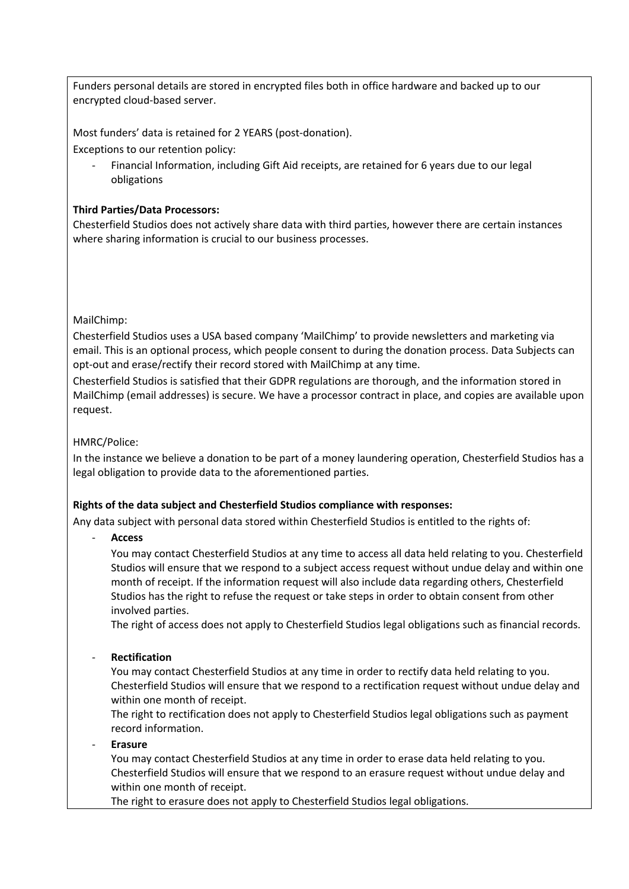Funders personal details are stored in encrypted files both in office hardware and backed up to our encrypted cloud-based server.

Most funders' data is retained for 2 YEARS (post-donation).

Exceptions to our retention policy:

- Financial Information, including Gift Aid receipts, are retained for 6 years due to our legal obligations

**Third Parties/Data Processors:**

Chesterfield Studios does not actively share data with third parties, however there are certain instances where sharing information is crucial to our business processes.

MailChimp:

Chesterfield Studios uses a USA based company 'MailChimp' to provide newsletters and marketing via email. This is an optional process, which people consent to during the donation process. Data Subjects can opt-out and erase/rectify their record stored with MailChimp at any time.

Chesterfield Studios is satisfied that their GDPR regulations are thorough, and the information stored in MailChimp (email addresses) is secure. We have a processor contract in place, and copies are available upon request.

HMRC/Police:

In the instance we believe a donation to be part of a money laundering operation, Chesterfield Studios has a legal obligation to provide data to the aforementioned parties.

**Rights of the data subject and Chesterfield Studios compliance with responses:**

Any data subject with personal data stored within Chesterfield Studios is entitled to the rights of:

- **Access**

  You may contact Chesterfield Studios at any time to access all data held relating to you. Chesterfield Studios will ensure that we respond to a subject access request without undue delay and within one month of receipt. If the information request will also include data regarding others, Chesterfield Studios has the right to refuse the request or take steps in order to obtain consent from other involved parties.

  The right of access does not apply to Chesterfield Studios legal obligations such as financial records.

- **Rectification**

  You may contact Chesterfield Studios at any time in order to rectify data held relating to you. Chesterfield Studios will ensure that we respond to a rectification request without undue delay and within one month of receipt.

  The right to rectification does not apply to Chesterfield Studios legal obligations such as payment record information.

- **Erasure**

  You may contact Chesterfield Studios at any time in order to erase data held relating to you. Chesterfield Studios will ensure that we respond to an erasure request without undue delay and within one month of receipt.

  The right to erasure does not apply to Chesterfield Studios legal obligations.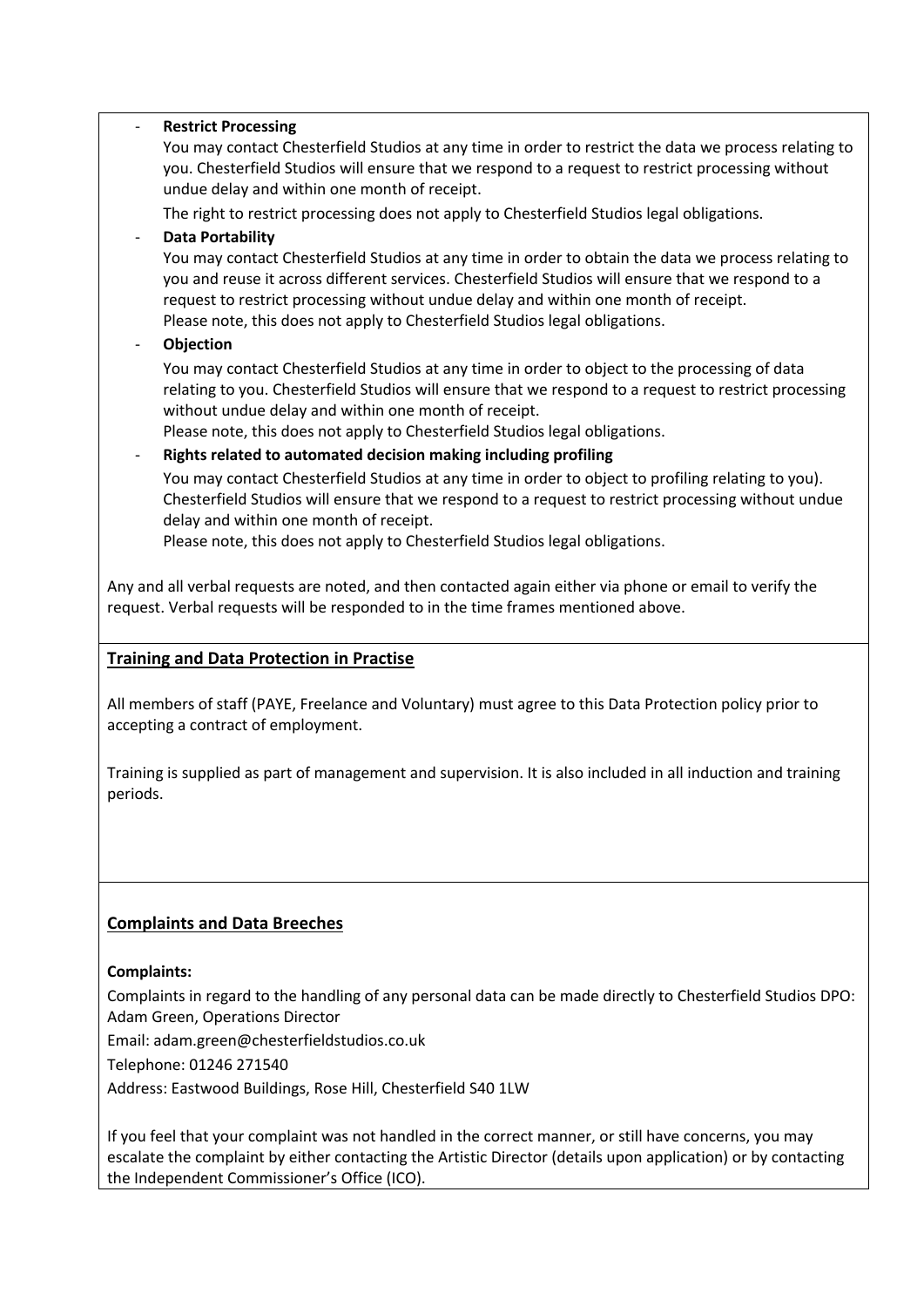- **Restrict Processing**

  You may contact Chesterfield Studios at any time in order to restrict the data we process relating to you. Chesterfield Studios will ensure that we respond to a request to restrict processing without undue delay and within one month of receipt.

  The right to restrict processing does not apply to Chesterfield Studios legal obligations.

- **Data Portability**

  You may contact Chesterfield Studios at any time in order to obtain the data we process relating to you and reuse it across different services. Chesterfield Studios will ensure that we respond to a request to restrict processing without undue delay and within one month of receipt.
  Please note, this does not apply to Chesterfield Studios legal obligations.

- **Objection**

  You may contact Chesterfield Studios at any time in order to object to the processing of data relating to you. Chesterfield Studios will ensure that we respond to a request to restrict processing without undue delay and within one month of receipt.
  Please note, this does not apply to Chesterfield Studios legal obligations.

- **Rights related to automated decision making including profiling**

  You may contact Chesterfield Studios at any time in order to object to profiling relating to you). Chesterfield Studios will ensure that we respond to a request to restrict processing without undue delay and within one month of receipt.
  Please note, this does not apply to Chesterfield Studios legal obligations.

Any and all verbal requests are noted, and then contacted again either via phone or email to verify the request. Verbal requests will be responded to in the time frames mentioned above.

## <u>Training and Data Protection in Practise</u>

All members of staff (PAYE, Freelance and Voluntary) must agree to this Data Protection policy prior to accepting a contract of employment.

Training is supplied as part of management and supervision. It is also included in all induction and training periods.

## <u>Complaints and Data Breeches</u>

**Complaints:**

Complaints in regard to the handling of any personal data can be made directly to Chesterfield Studios DPO: Adam Green, Operations Director

Email: adam.green@chesterfieldstudios.co.uk

Telephone: 01246 271540

Address: Eastwood Buildings, Rose Hill, Chesterfield S40 1LW

If you feel that your complaint was not handled in the correct manner, or still have concerns, you may escalate the complaint by either contacting the Artistic Director (details upon application) or by contacting the Independent Commissioner's Office (ICO).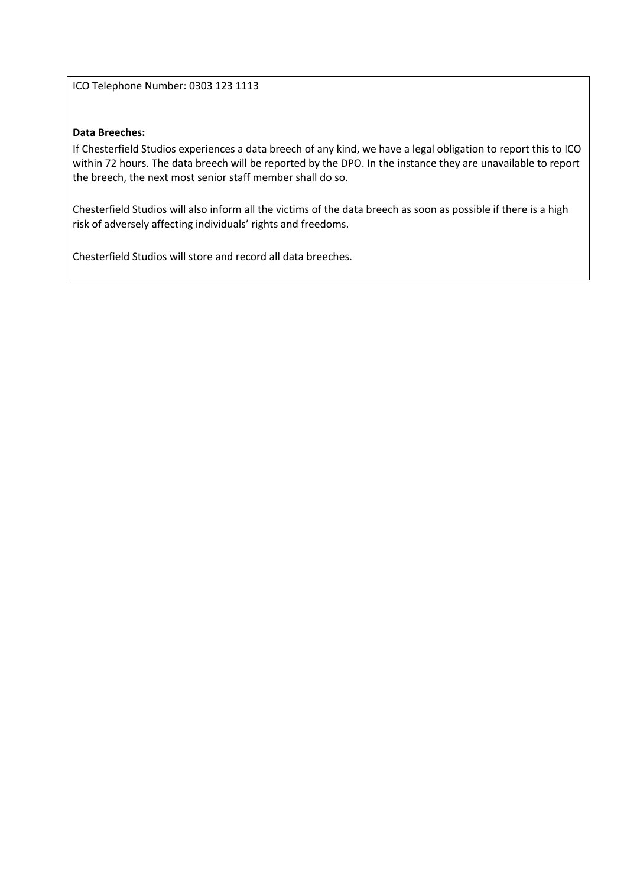ICO Telephone Number: 0303 123 1113

**Data Breeches:**

If Chesterfield Studios experiences a data breech of any kind, we have a legal obligation to report this to ICO within 72 hours. The data breech will be reported by the DPO. In the instance they are unavailable to report the breech, the next most senior staff member shall do so.

Chesterfield Studios will also inform all the victims of the data breech as soon as possible if there is a high risk of adversely affecting individuals' rights and freedoms.

Chesterfield Studios will store and record all data breeches.